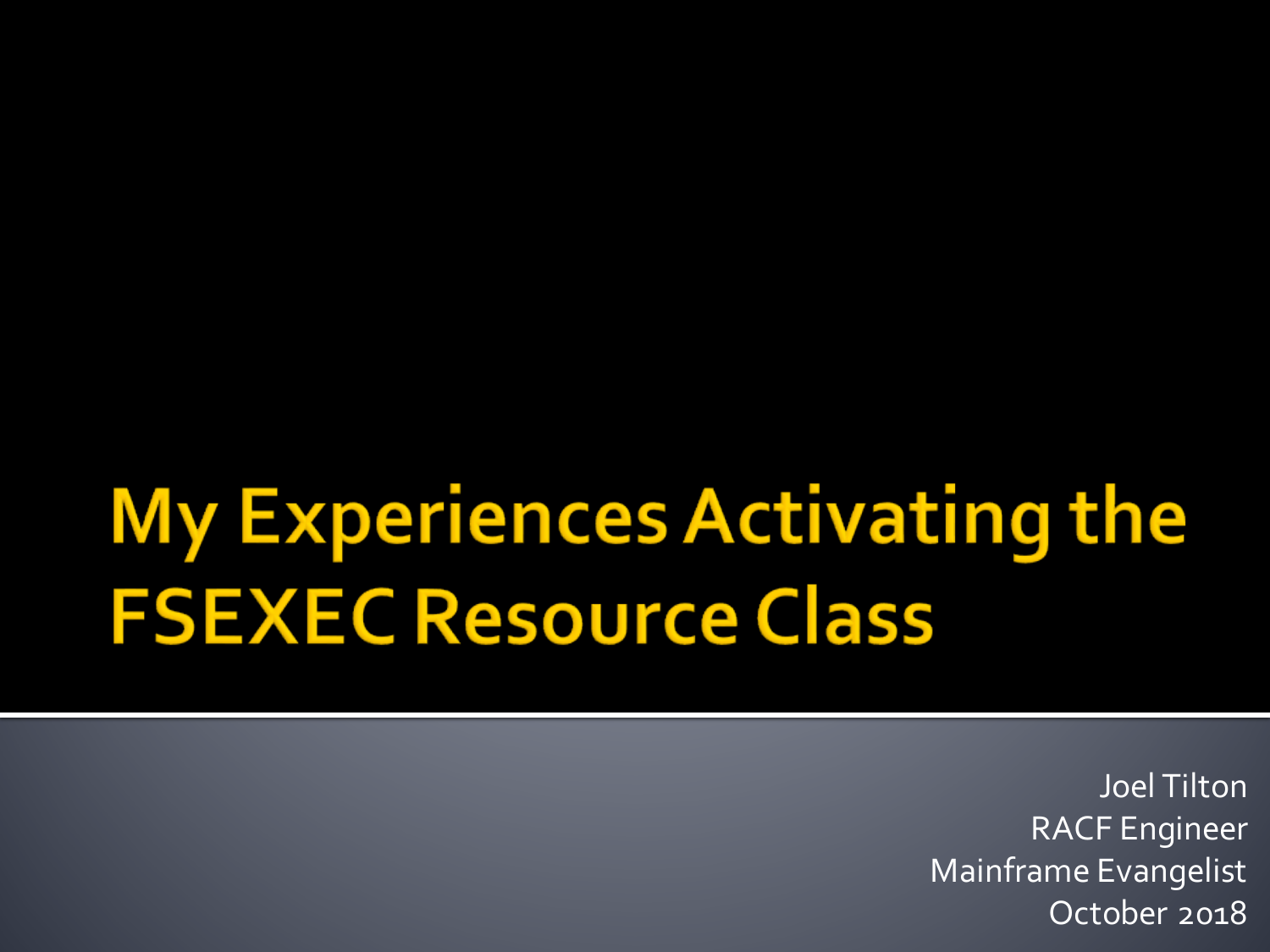# My Experiences Activating the FSEXEC Resource Class

Joel Tilton
RACF Engineer
Mainframe Evangelist
October 2018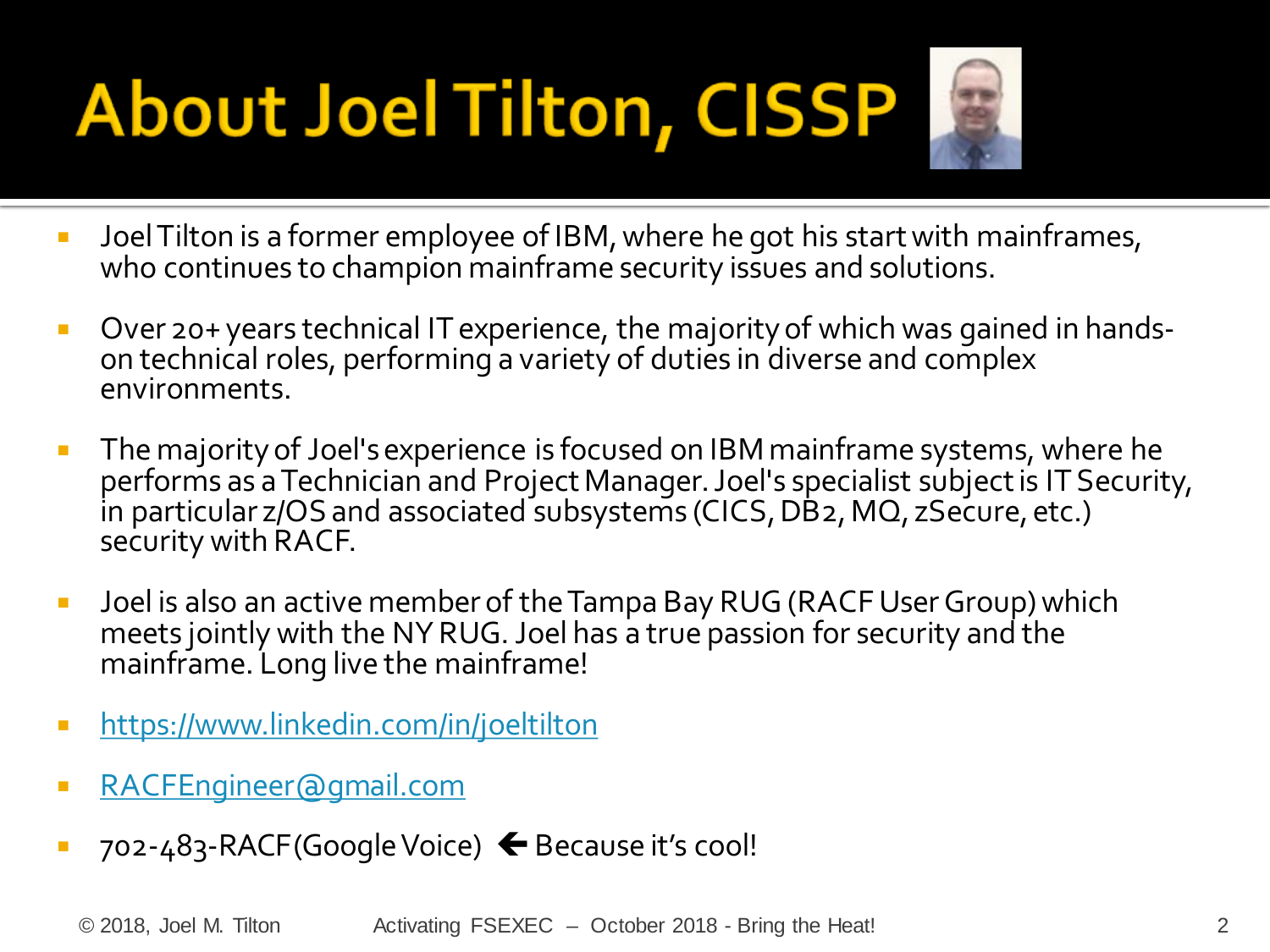# About Joel Tilton, CISSP

- Joel Tilton is a former employee of IBM, where he got his start with mainframes, who continues to champion mainframe security issues and solutions.
- Over 20+ years technical IT experience, the majority of which was gained in hands-on technical roles, performing a variety of duties in diverse and complex environments.
- The majority of Joel's experience is focused on IBM mainframe systems, where he performs as a Technician and Project Manager. Joel's specialist subject is IT Security, in particular z/OS and associated subsystems (CICS, DB2, MQ, zSecure, etc.) security with RACF.
- Joel is also an active member of the Tampa Bay RUG (RACF User Group) which meets jointly with the NY RUG. Joel has a true passion for security and the mainframe. Long live the mainframe!
- https://www.linkedin.com/in/joeltilton
- RACFEngineer@gmail.com
- 702-483-RACF (Google Voice) 🡐 Because it's cool!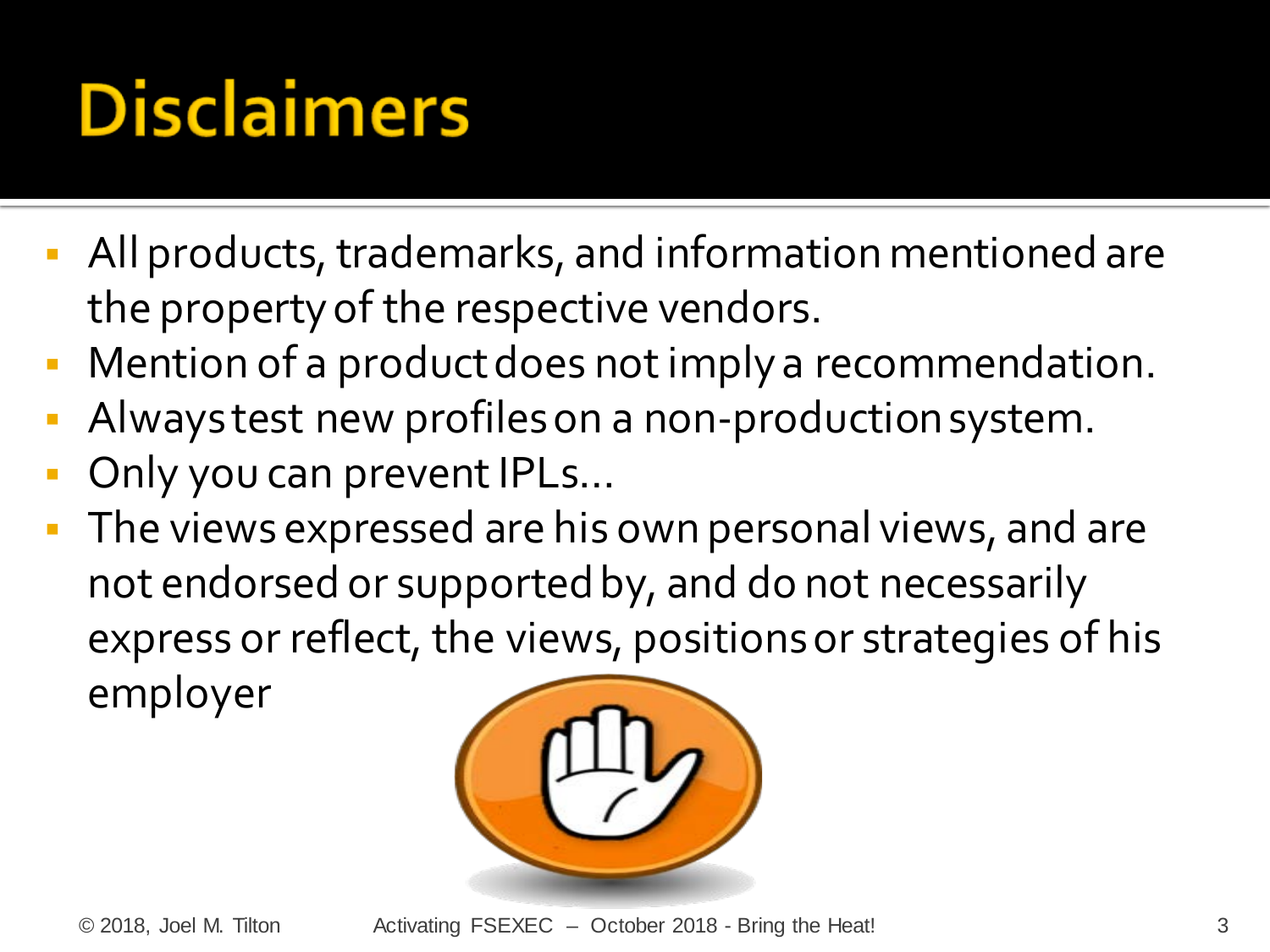# Disclaimers

- All products, trademarks, and information mentioned are the property of the respective vendors.
- Mention of a product does not imply a recommendation.
- Always test new profiles on a non-production system.
- Only you can prevent IPLs…
- The views expressed are his own personal views, and are not endorsed or supported by, and do not necessarily express or reflect, the views, positions or strategies of his employer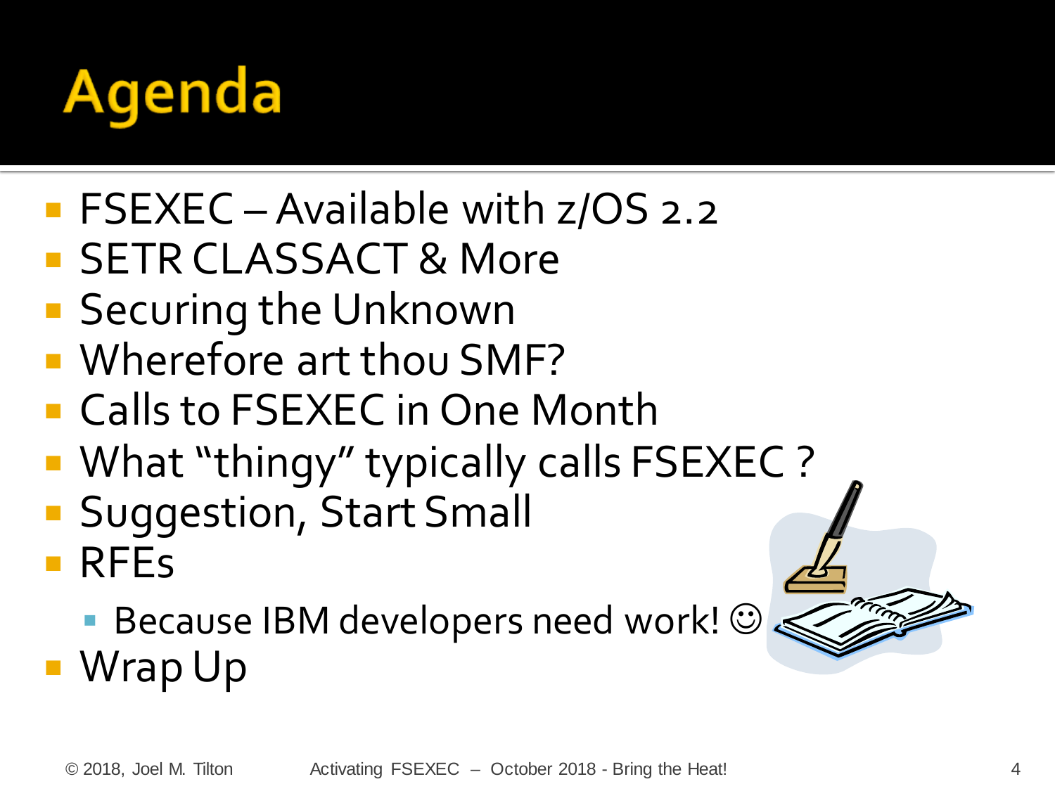# Agenda

- FSEXEC – Available with z/OS 2.2
- SETR CLASSACT & More
- Securing the Unknown
- Wherefore art thou SMF?
- Calls to FSEXEC in One Month
- What "thingy" typically calls FSEXEC ?
- Suggestion, Start Small
- RFEs
  - Because IBM developers need work! ☺
- Wrap Up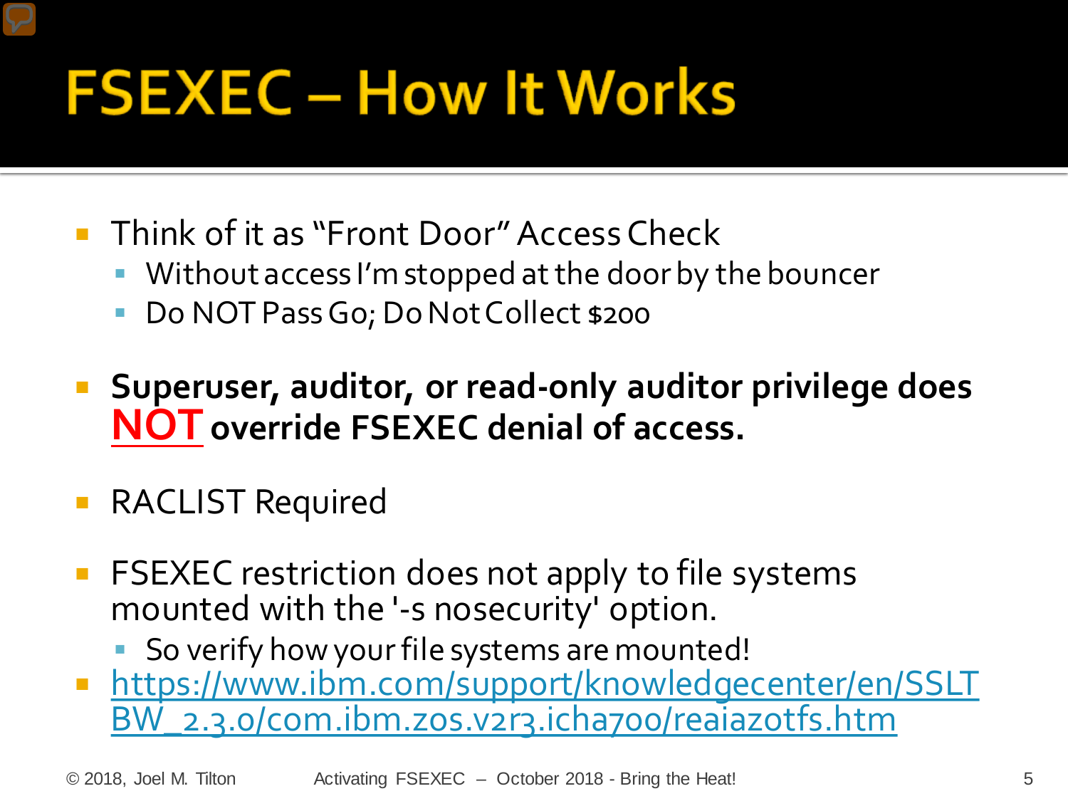# FSEXEC – How It Works

- Think of it as "Front Door" Access Check
  - Without access I'm stopped at the door by the bouncer
  - Do NOT Pass Go; Do Not Collect $200
- **Superuser, auditor, or read-only auditor privilege does NOT override FSEXEC denial of access.**
- RACLIST Required
- FSEXEC restriction does not apply to file systems mounted with the '-s nosecurity' option.
  - So verify how your file systems are mounted!
- https://www.ibm.com/support/knowledgecenter/en/SSLTBW_2.3.0/com.ibm.zos.v2r3.icha700/reaiazotfs.htm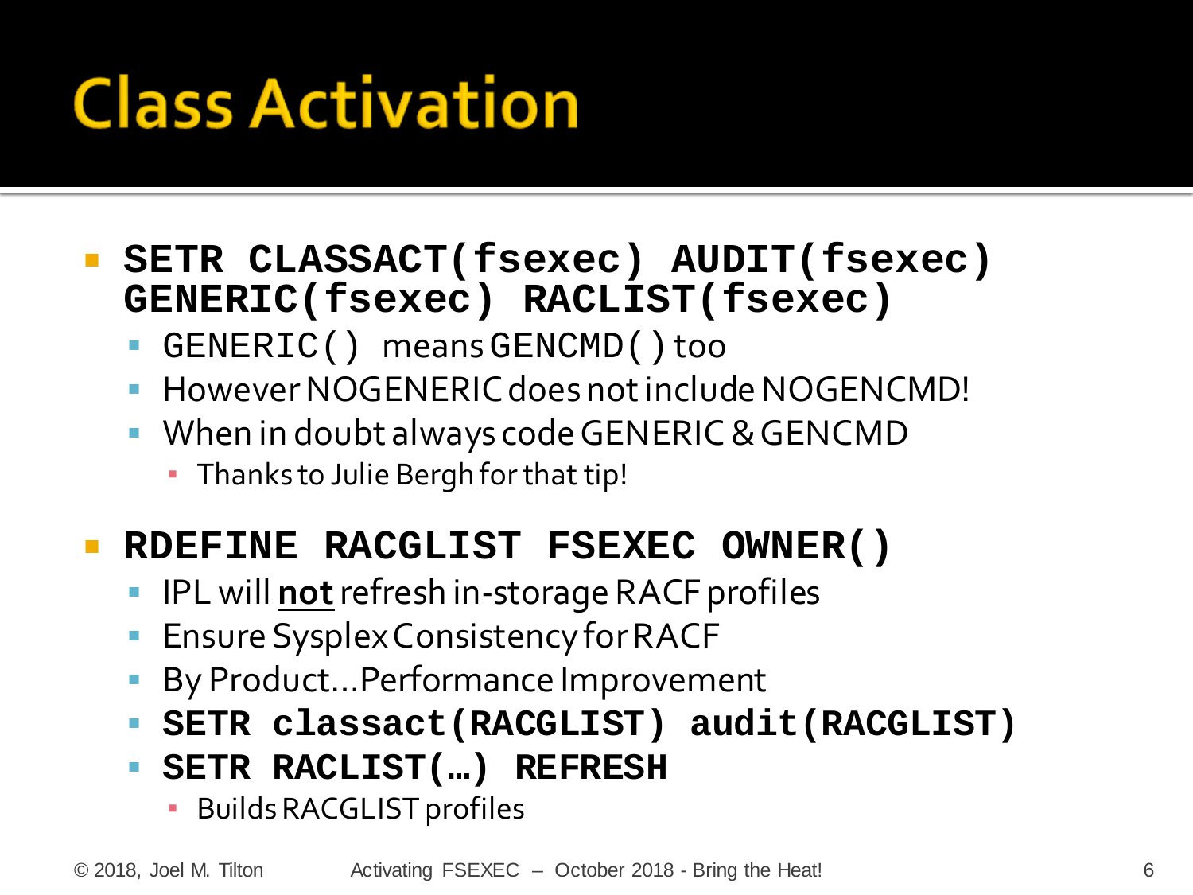# Class Activation

- **`SETR CLASSACT(fsexec) AUDIT(fsexec) GENERIC(fsexec) RACLIST(fsexec)`**
  - `GENERIC()` means `GENCMD()` too
  - However NOGENERIC does not include NOGENCMD!
  - When in doubt always code GENERIC & GENCMD
    - Thanks to Julie Bergh for that tip!
- **`RDEFINE RACGLIST FSEXEC OWNER()`**
  - IPL will **not** refresh in-storage RACF profiles
  - Ensure Sysplex Consistency for RACF
  - By Product…Performance Improvement
  - **`SETR classact(RACGLIST) audit(RACGLIST)`**
  - **`SETR RACLIST(…) REFRESH`**
    - Builds RACGLIST profiles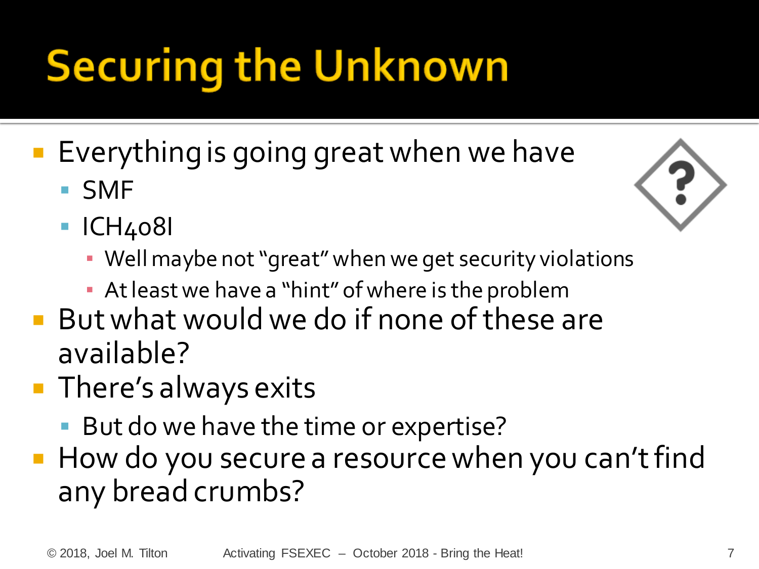# Securing the Unknown

- Everything is going great when we have
  - SMF
  - ICH408I
    - Well maybe not "great" when we get security violations
    - At least we have a "hint" of where is the problem
- But what would we do if none of these are available?
- There's always exits
  - But do we have the time or expertise?
- How do you secure a resource when you can't find any bread crumbs?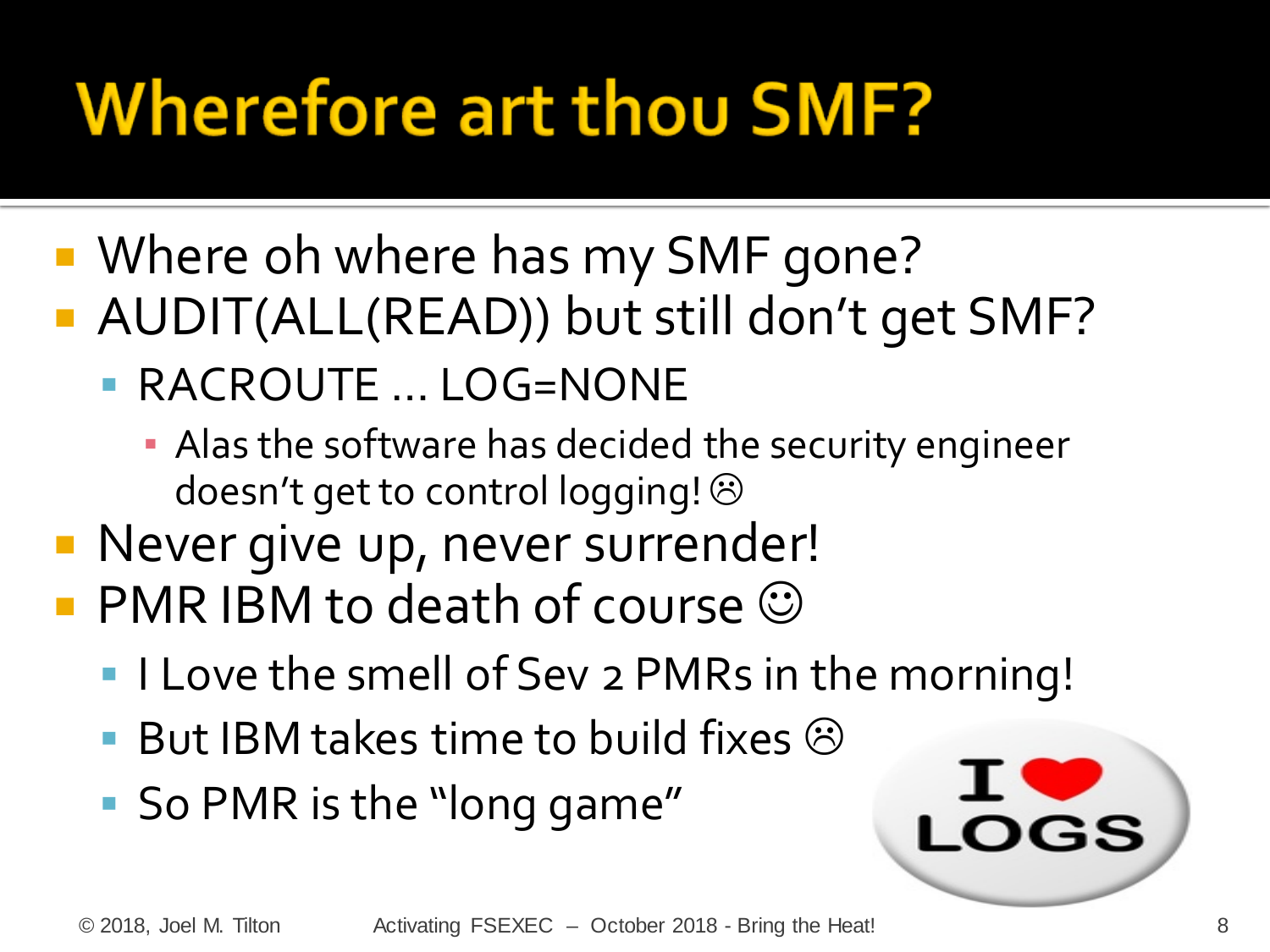# Wherefore art thou SMF?

- Where oh where has my SMF gone?
- AUDIT(ALL(READ)) but still don't get SMF?
  - RACROUTE … LOG=NONE
    - Alas the software has decided the security engineer doesn't get to control logging! ☹
- Never give up, never surrender!
- PMR IBM to death of course ☺
  - I Love the smell of Sev 2 PMRs in the morning!
  - But IBM takes time to build fixes ☹
  - So PMR is the "long game"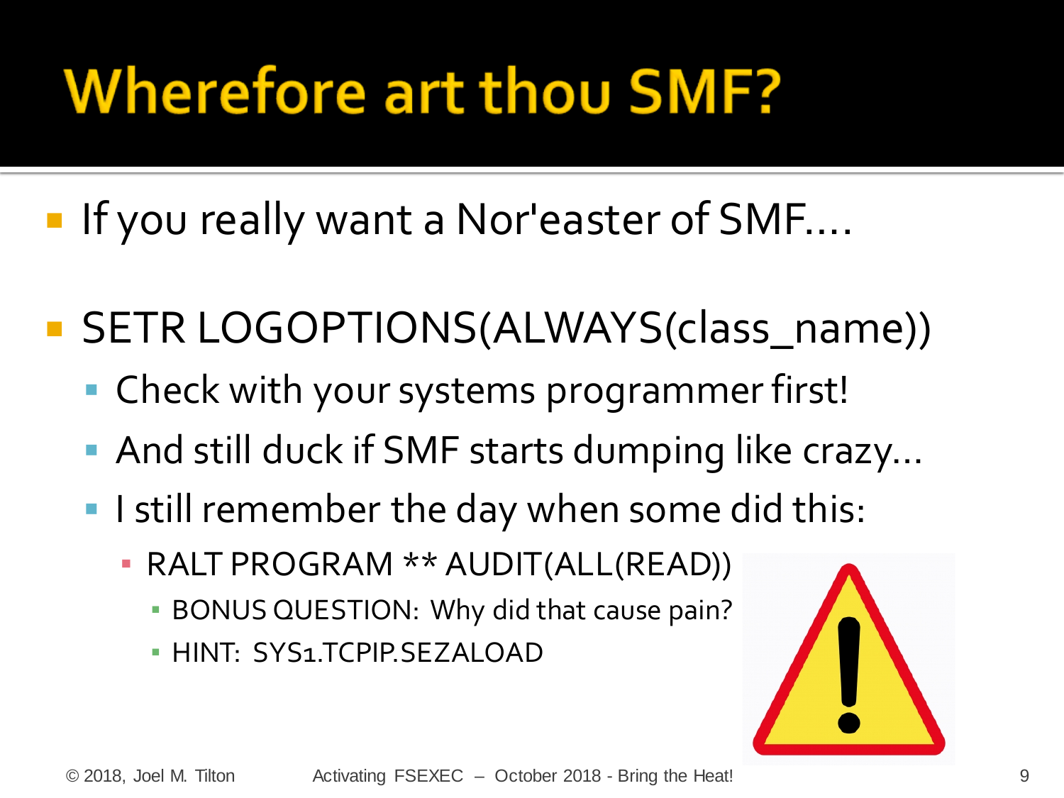# Wherefore art thou SMF?

- If you really want a Nor'easter of SMF….
- SETR LOGOPTIONS(ALWAYS(class_name))
  - Check with your systems programmer first!
  - And still duck if SMF starts dumping like crazy…
  - I still remember the day when some did this:
    - RALT PROGRAM ** AUDIT(ALL(READ))
      - BONUS QUESTION: Why did that cause pain?
      - HINT: SYS1.TCPIP.SEZALOAD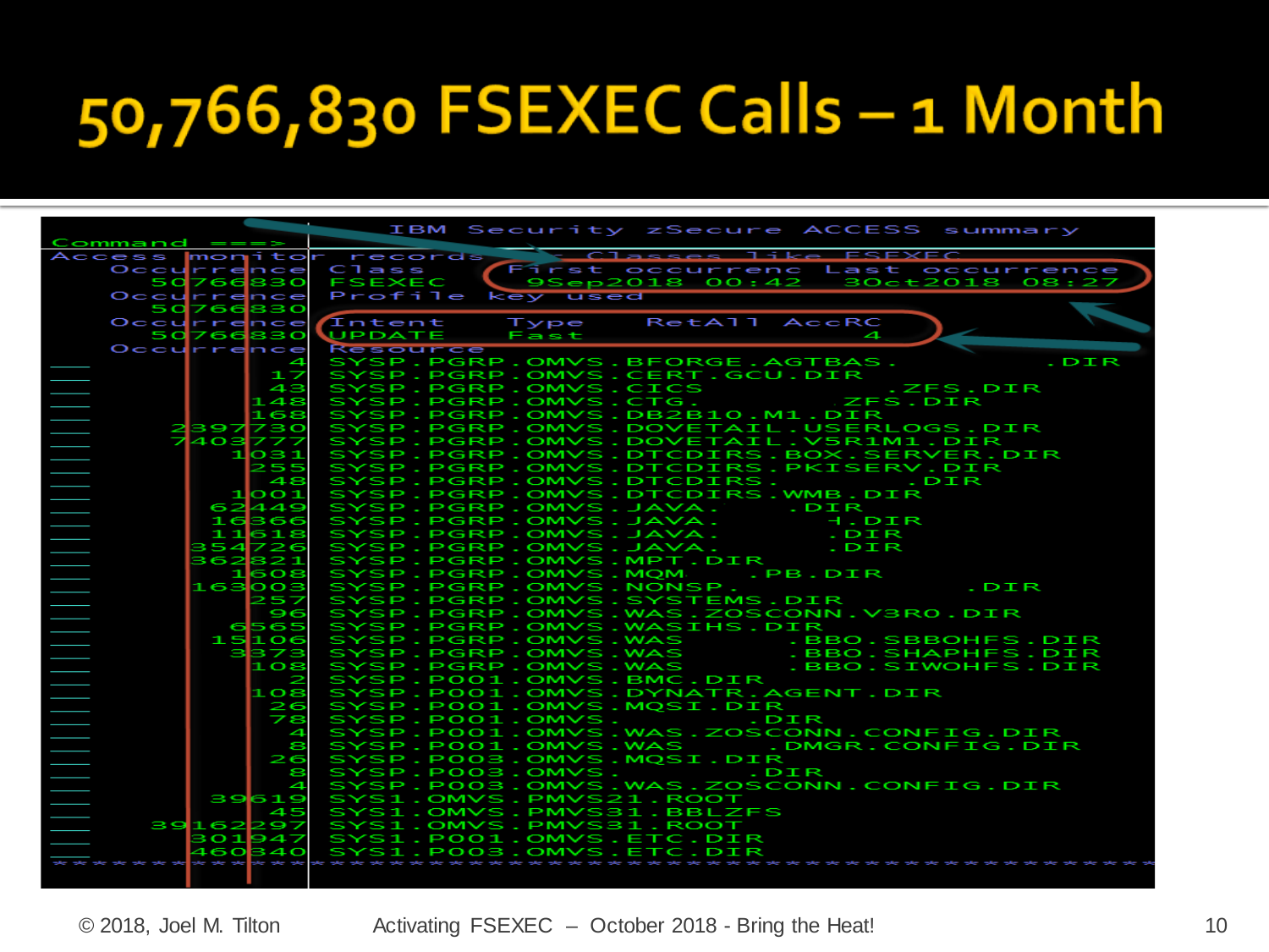# 50,766,830 FSEXEC Calls – 1 Month

```
                         IBM Security zSecure ACCESS summary
Command ===>
Access monitor records              Classes like FSEXEC
  Occurrence Class       First occurrenc   Last occurrence
    50766830 FSEXEC       9Sep2018 00:42   3Oct2018 08:27
  Occurrence Profile key used
    50766830
  Occurrence Intent      Type      RetAll    AccRC
    50766830 UPDATE      Fast               4
  Occurrence Resource
           4 SYSP.PGRP.OMVS.BFORGE.AGTBAS.                  .DIR
          17 SYSP.PGRP.OMVS.CERT.GCU.DIR
          43 SYSP.PGRP.OMVS.CICS              .ZFS.DIR
         148 SYSP.PGRP.OMVS.CTG.          ZFS.DIR
         168 SYSP.PGRP.OMVS.DB2B10.M1.DIR
     2397730 SYSP.PGRP.OMVS.DOVETAIL.USERLOGS.DIR
     7403777 SYSP.PGRP.OMVS.DOVETAIL.V5R1M1.DIR
        1031 SYSP.PGRP.OMVS.DTCDIRS.BOX.SERVER.DIR
         255 SYSP.PGRP.OMVS.DTCDIRS.PKISERV.DIR
          48 SYSP.PGRP.OMVS.DTCDIRS.          .DIR
        1001 SYSP.PGRP.OMVS.DTCDIRS.WMB.DIR
       62449 SYSP.PGRP.OMVS.JAVA.     .DIR
       16366 SYSP.PGRP.OMVS.JAVA.         4.DIR
       11618 SYSP.PGRP.OMVS.JAVA.         .DIR
      354726 SYSP.PGRP.OMVS.JAVA.         .DIR
      362821 SYSP.PGRP.OMVS.MPT.DIR
        1608 SYSP.PGRP.OMVS.MQM      .PB.DIR
      163003 SYSP.PGRP.OMVS.NONSP.               .DIR
         257 SYSP.PGRP.OMVS.SYSTEMS.DIR
          96 SYSP.PGRP.OMVS.WAS.ZOSCONN.V3R0.DIR
        6565 SYSP.PGRP.OMVS.WASIHS.DIR
       15106 SYSP.PGRP.OMVS.WAS       .BBO.SBBOHFS.DIR
        3373 SYSP.PGRP.OMVS.WAS       .BBO.SHAPHFS.DIR
         108 SYSP.PGRP.OMVS.WAS       .BBO.SIWOHFS.DIR
           2 SYSP.P001.OMVS.BMC.DIR
         108 SYSP.P001.OMVS.DYNATR.AGENT.DIR
          26 SYSP.P001.OMVS.MQSI.DIR
          78 SYSP.P001.OMVS.         .DIR
           4 SYSP.P001.OMVS.WAS.ZOSCONN.CONFIG.DIR
           8 SYSP.P001.OMVS.WAS     .DMGR.CONFIG.DIR
          26 SYSP.P003.OMVS.MQSI.DIR
           8 SYSP.P003.OMVS.         .DIR
           4 SYSP.P003.OMVS.WAS.ZOSCONN.CONFIG.DIR
       39619 SYS1.OMVS.PMVS21.ROOT
          45 SYS1.OMVS.PMVS31.BBLZFS
    39162297 SYS1.OMVS.PMVS31.ROOT
      301947 SYS1.P001.OMVS.ETC.DIR
      460340 SYS1.P003.OMVS.ETC.DIR
*************************************************************************
```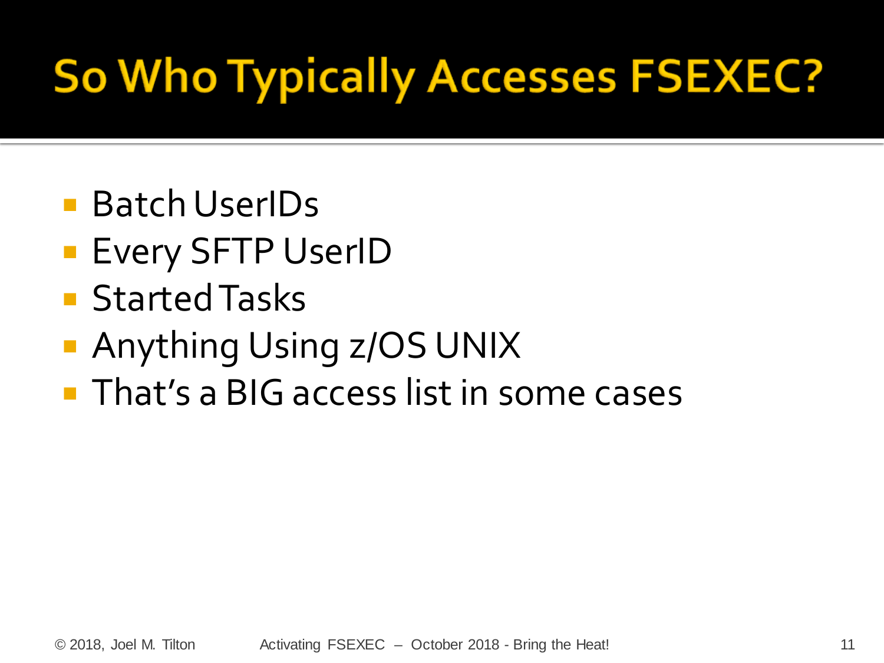# So Who Typically Accesses FSEXEC?

- Batch UserIDs
- Every SFTP UserID
- Started Tasks
- Anything Using z/OS UNIX
- That's a BIG access list in some cases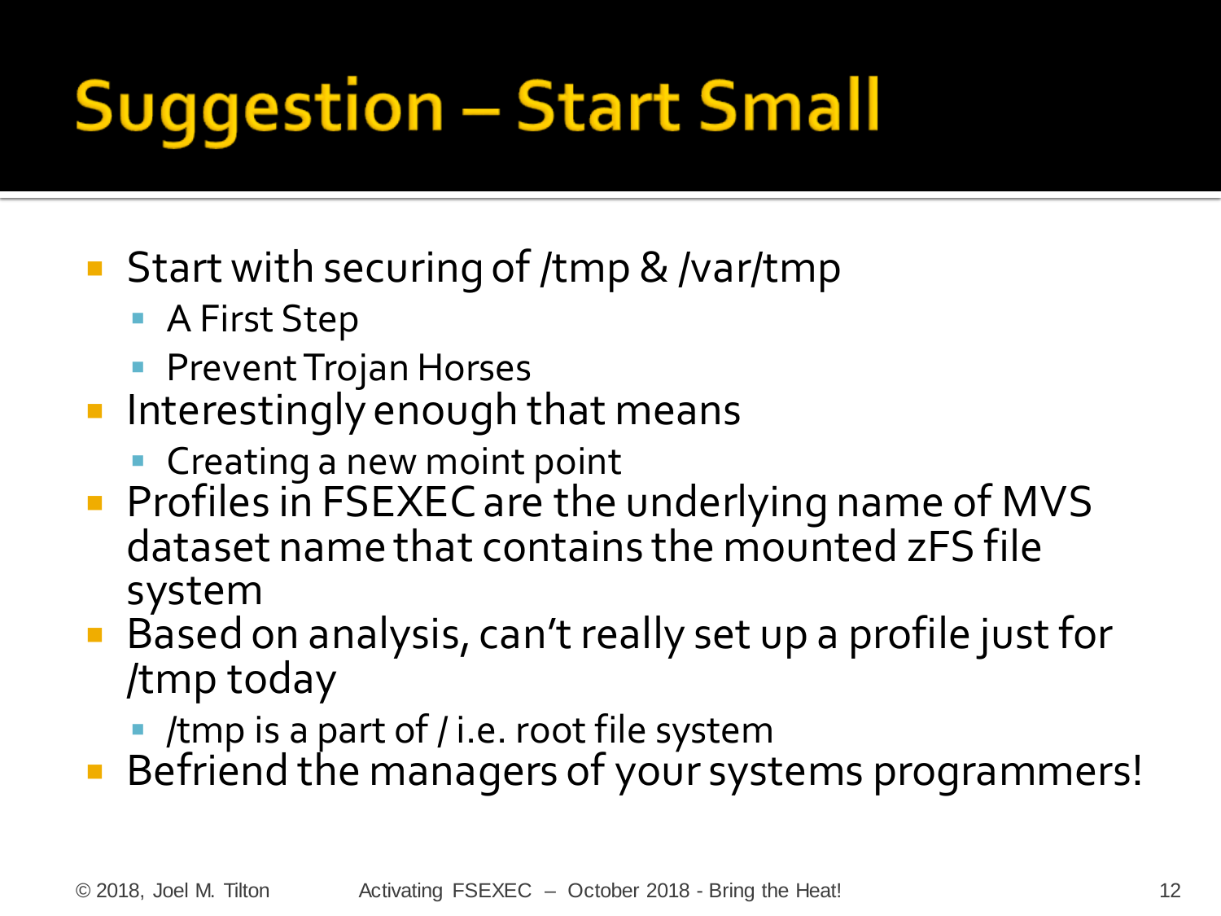# Suggestion – Start Small

- Start with securing of /tmp & /var/tmp
  - A First Step
  - Prevent Trojan Horses
- Interestingly enough that means
  - Creating a new moint point
- Profiles in FSEXEC are the underlying name of MVS dataset name that contains the mounted zFS file system
- Based on analysis, can't really set up a profile just for /tmp today
  - /tmp is a part of / i.e. root file system
- Befriend the managers of your systems programmers!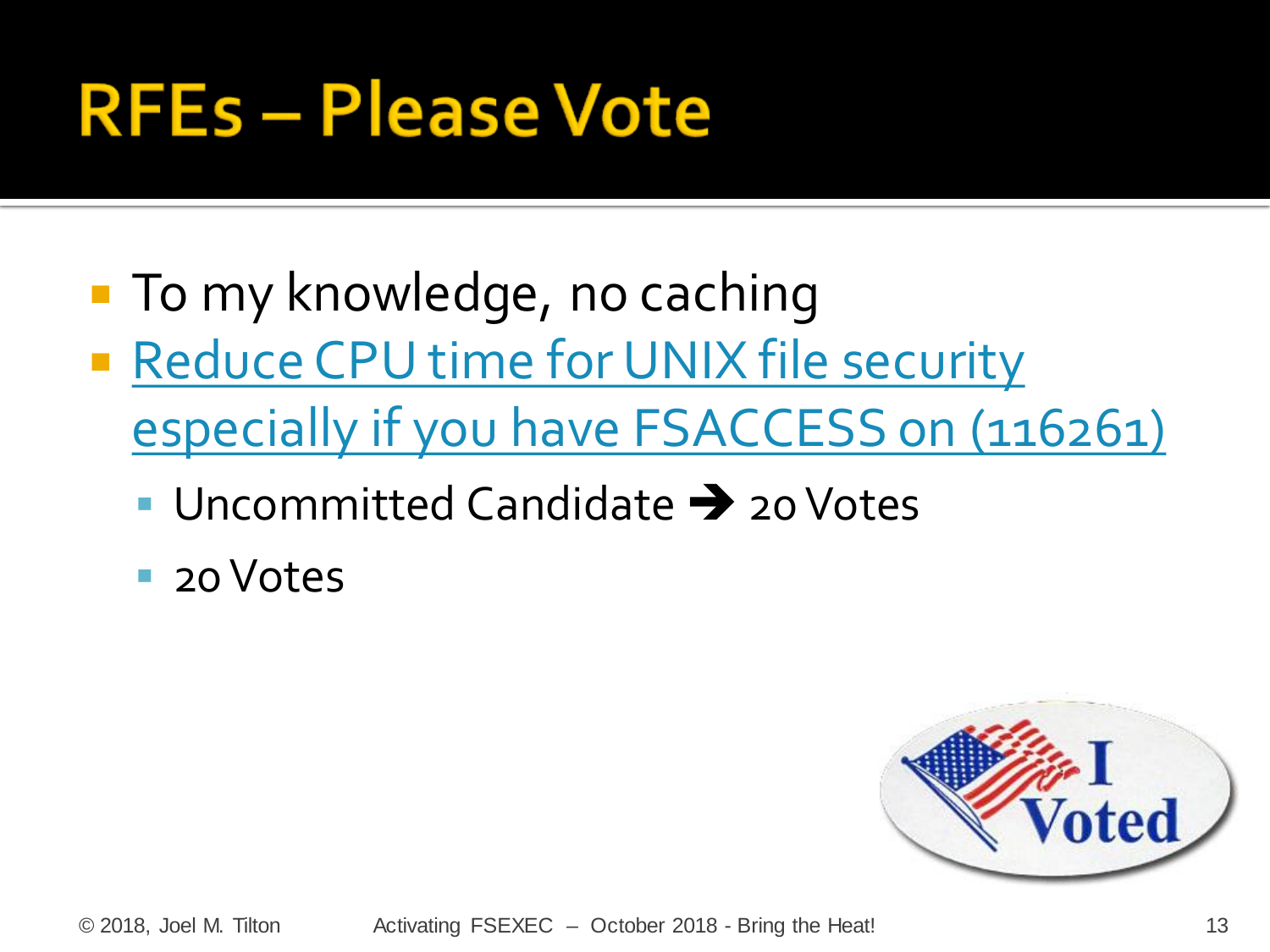# RFEs – Please Vote

- To my knowledge, no caching
- Reduce CPU time for UNIX file security especially if you have FSACCESS on (116261)
  - Uncommitted Candidate ➔ 20 Votes
  - 20 Votes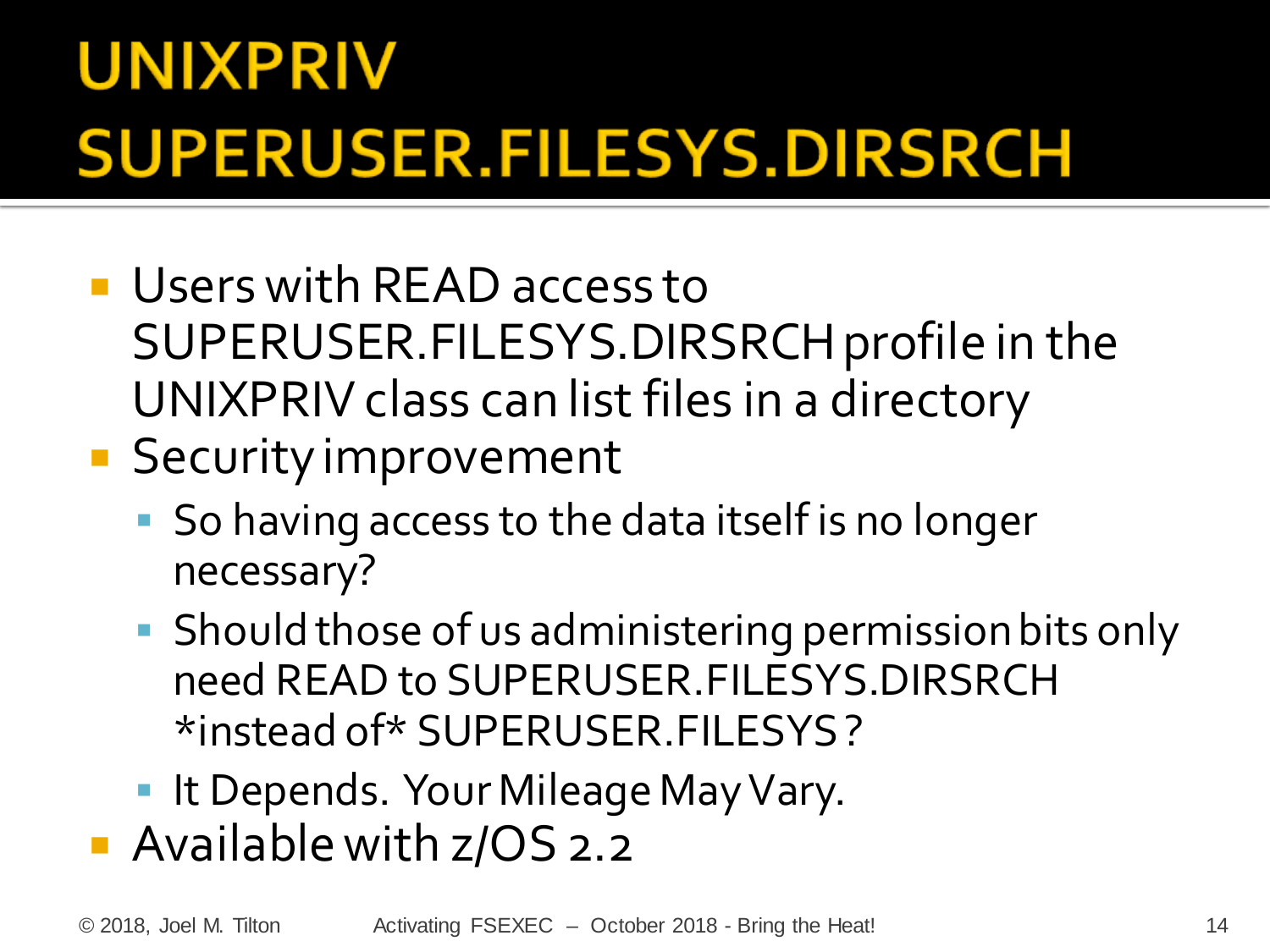# UNIXPRIV SUPERUSER.FILESYS.DIRSRCH

- Users with READ access to SUPERUSER.FILESYS.DIRSRCH profile in the UNIXPRIV class can list files in a directory
- Security improvement
  - So having access to the data itself is no longer necessary?
  - Should those of us administering permission bits only need READ to SUPERUSER.FILESYS.DIRSRCH *instead of* SUPERUSER.FILESYS?
  - It Depends. Your Mileage May Vary.
- Available with z/OS 2.2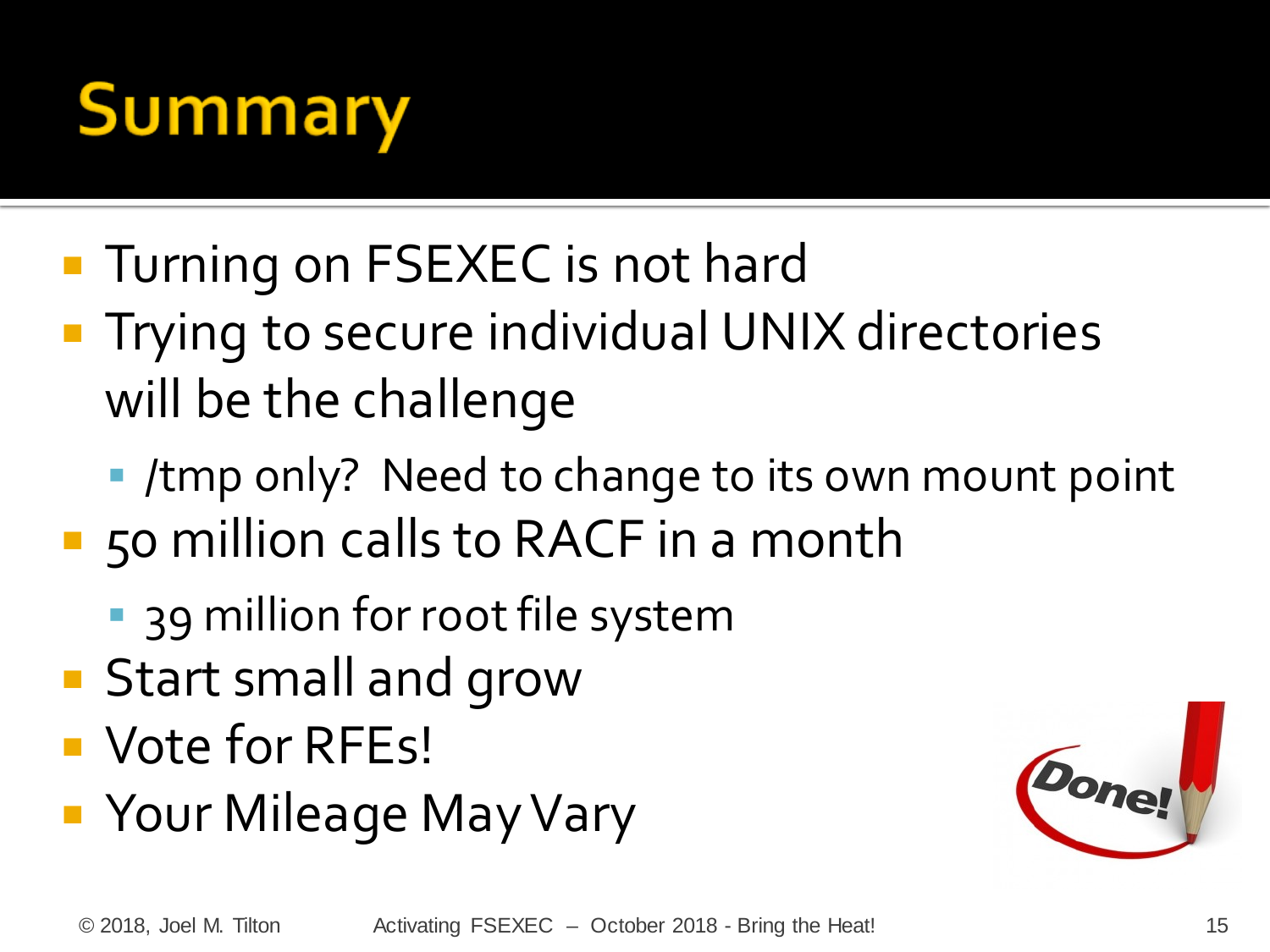# Summary

- Turning on FSEXEC is not hard
- Trying to secure individual UNIX directories will be the challenge
  - /tmp only? Need to change to its own mount point
- 50 million calls to RACF in a month
  - 39 million for root file system
- Start small and grow
- Vote for RFEs!
- Your Mileage May Vary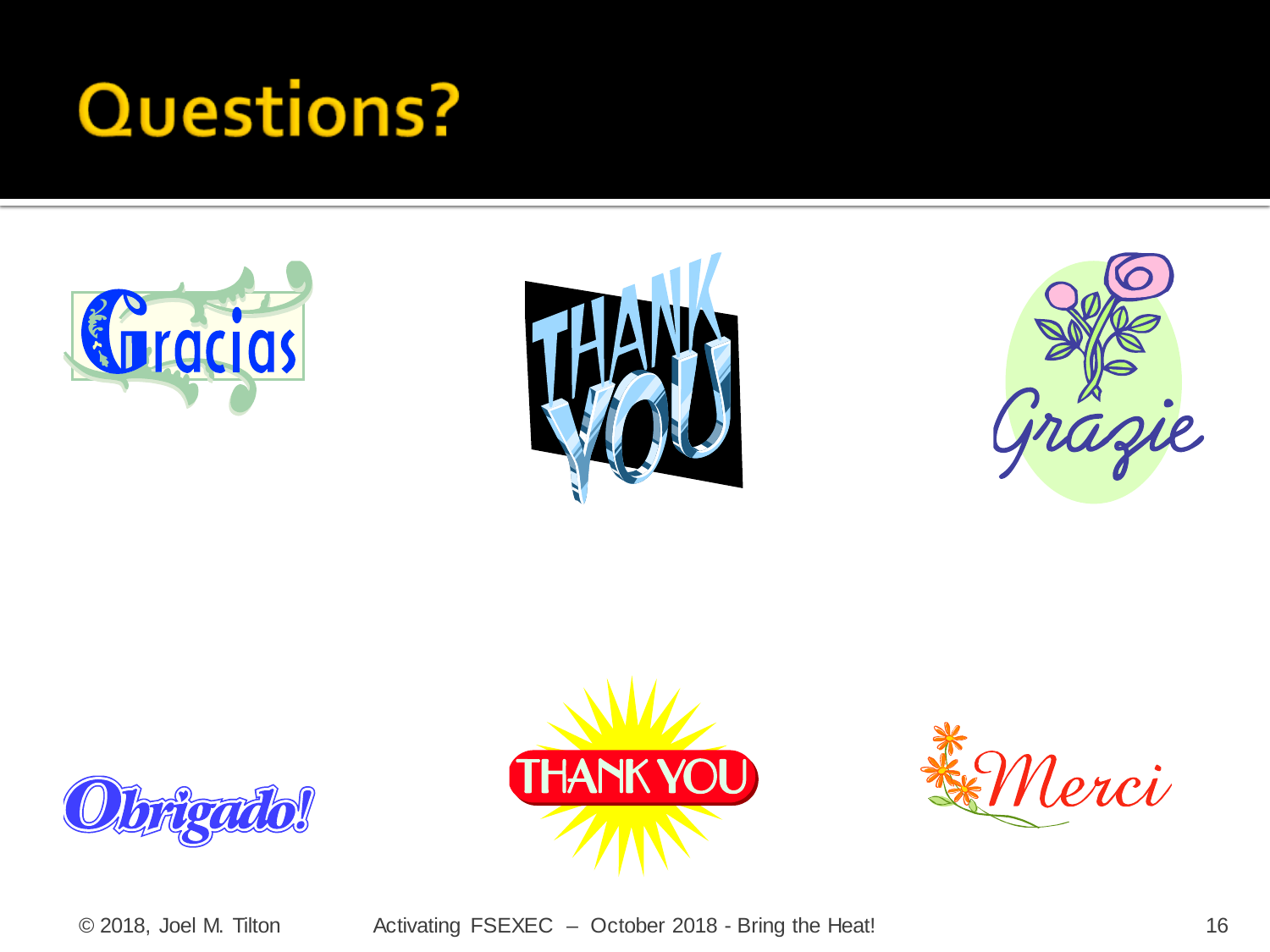# Questions?

Gracias

THANK YOU

Grazie

Obrigado!

THANK YOU

Merci